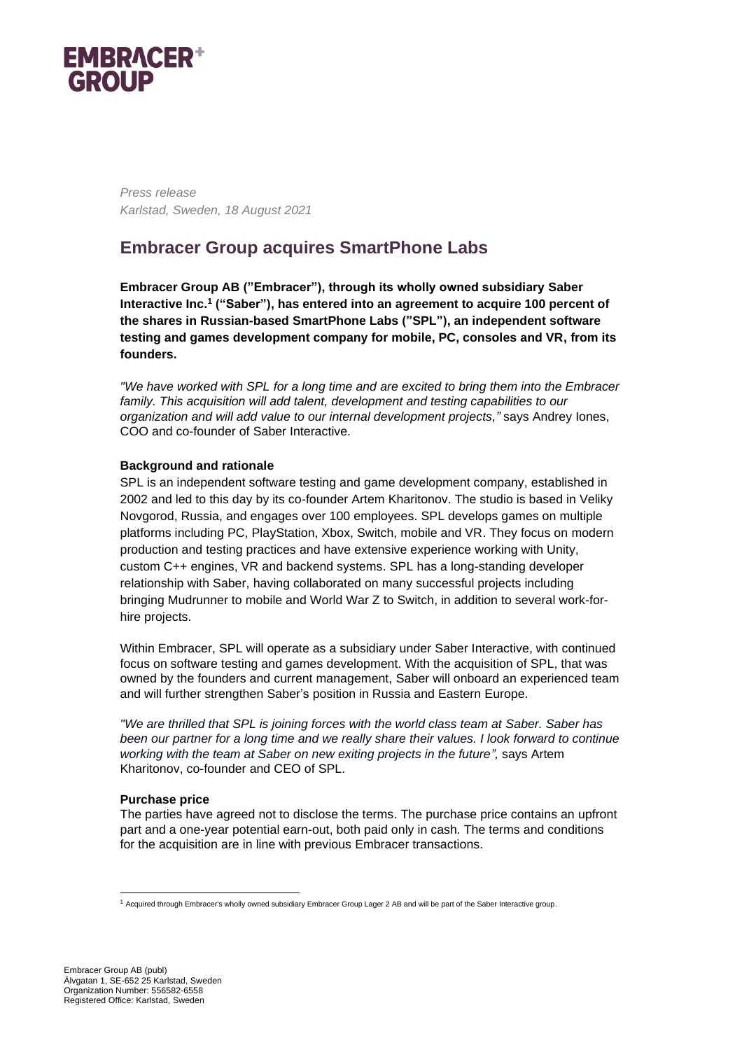*Press release*
*Karlstad, Sweden, 18 August 2021*

# Embracer Group acquires SmartPhone Labs

**Embracer Group AB (”Embracer”), through its wholly owned subsidiary Saber Interactive Inc.[1] (“Saber”), has entered into an agreement to acquire 100 percent of the shares in Russian-based SmartPhone Labs (”SPL”), an independent software testing and games development company for mobile, PC, consoles and VR, from its founders.**

*"We have worked with SPL for a long time and are excited to bring them into the Embracer family. This acquisition will add talent, development and testing capabilities to our organization and will add value to our internal development projects,"* says Andrey Iones, COO and co-founder of Saber Interactive.

**Background and rationale**

SPL is an independent software testing and game development company, established in 2002 and led to this day by its co-founder Artem Kharitonov. The studio is based in Veliky Novgorod, Russia, and engages over 100 employees. SPL develops games on multiple platforms including PC, PlayStation, Xbox, Switch, mobile and VR. They focus on modern production and testing practices and have extensive experience working with Unity, custom C++ engines, VR and backend systems. SPL has a long-standing developer relationship with Saber, having collaborated on many successful projects including bringing Mudrunner to mobile and World War Z to Switch, in addition to several work-for-hire projects.

Within Embracer, SPL will operate as a subsidiary under Saber Interactive, with continued focus on software testing and games development. With the acquisition of SPL, that was owned by the founders and current management, Saber will onboard an experienced team and will further strengthen Saber’s position in Russia and Eastern Europe.

*"We are thrilled that SPL is joining forces with the world class team at Saber. Saber has been our partner for a long time and we really share their values. I look forward to continue working with the team at Saber on new exiting projects in the future",* says Artem Kharitonov, co-founder and CEO of SPL.

**Purchase price**

The parties have agreed not to disclose the terms. The purchase price contains an upfront part and a one-year potential earn-out, both paid only in cash. The terms and conditions for the acquisition are in line with previous Embracer transactions.

[1] Acquired through Embracer's wholly owned subsidiary Embracer Group Lager 2 AB and will be part of the Saber Interactive group.

Embracer Group AB (publ)
Älvgatan 1, SE-652 25 Karlstad, Sweden
Organization Number: 556582-6558
Registered Office: Karlstad, Sweden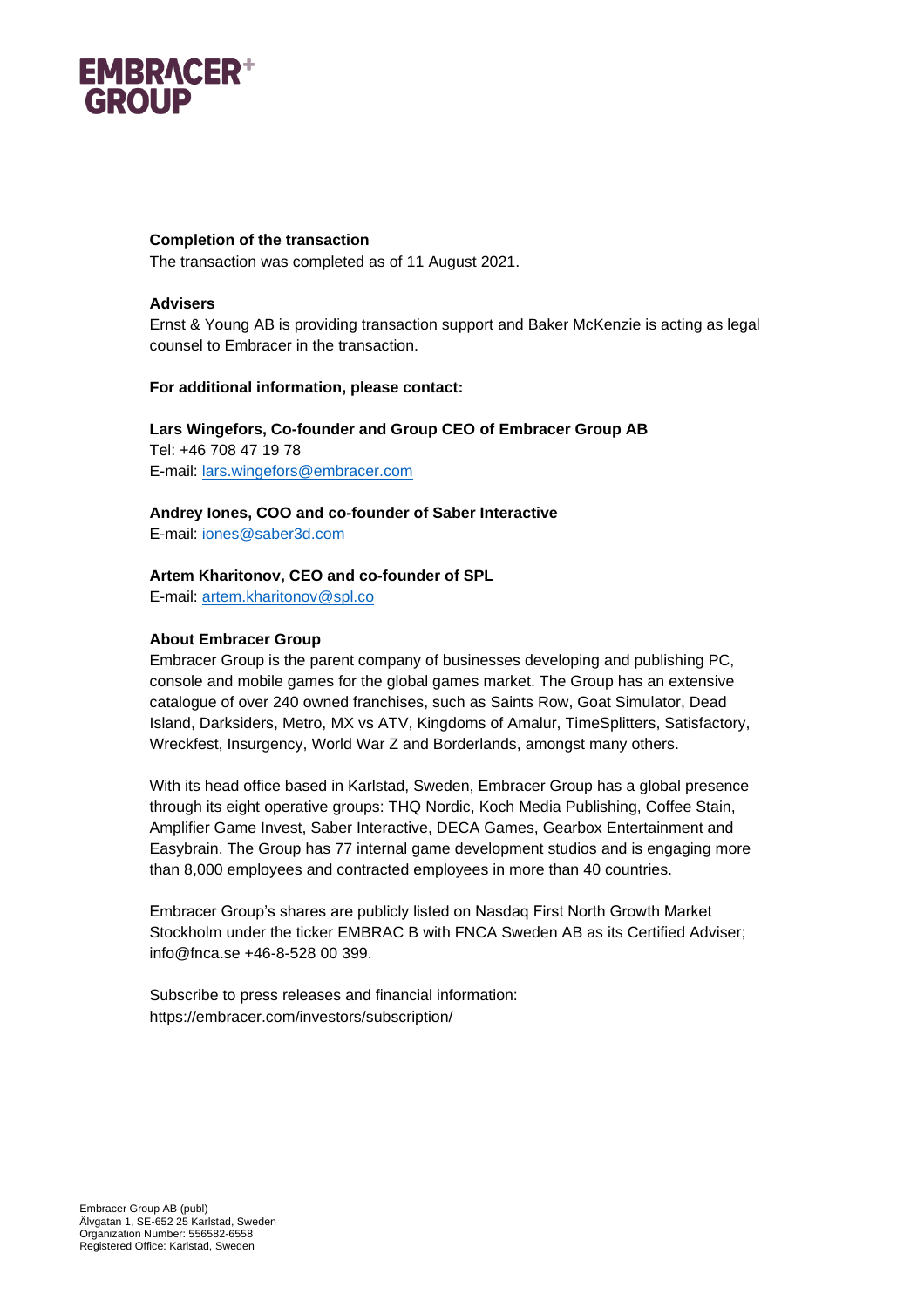**Completion of the transaction**

The transaction was completed as of 11 August 2021.

**Advisers**

Ernst & Young AB is providing transaction support and Baker McKenzie is acting as legal counsel to Embracer in the transaction.

**For additional information, please contact:**

**Lars Wingefors, Co-founder and Group CEO of Embracer Group AB**
Tel: +46 708 47 19 78
E-mail: lars.wingefors@embracer.com

**Andrey Iones, COO and co-founder of Saber Interactive**
E-mail: iones@saber3d.com

**Artem Kharitonov, CEO and co-founder of SPL**
E-mail: artem.kharitonov@spl.co

**About Embracer Group**

Embracer Group is the parent company of businesses developing and publishing PC, console and mobile games for the global games market. The Group has an extensive catalogue of over 240 owned franchises, such as Saints Row, Goat Simulator, Dead Island, Darksiders, Metro, MX vs ATV, Kingdoms of Amalur, TimeSplitters, Satisfactory, Wreckfest, Insurgency, World War Z and Borderlands, amongst many others.

With its head office based in Karlstad, Sweden, Embracer Group has a global presence through its eight operative groups: THQ Nordic, Koch Media Publishing, Coffee Stain, Amplifier Game Invest, Saber Interactive, DECA Games, Gearbox Entertainment and Easybrain. The Group has 77 internal game development studios and is engaging more than 8,000 employees and contracted employees in more than 40 countries.

Embracer Group's shares are publicly listed on Nasdaq First North Growth Market Stockholm under the ticker EMBRAC B with FNCA Sweden AB as its Certified Adviser; info@fnca.se +46-8-528 00 399.

Subscribe to press releases and financial information:
https://embracer.com/investors/subscription/